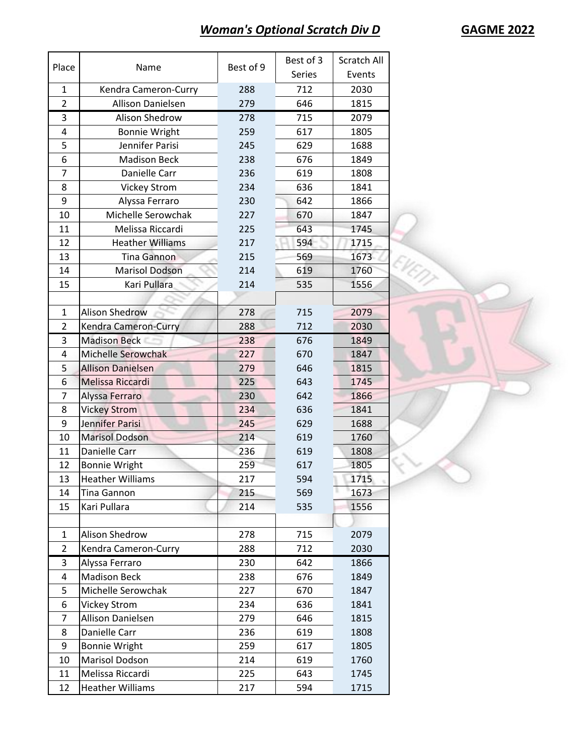## *Woman's Optional Scratch Div D* **GAGME 2022**

| Place | Name | Best of 9 | Best of 3 Series | Scratch All Events |
|---|---|---|---|---|
| 1 | Kendra Cameron-Curry | 288 | 712 | 2030 |
| 2 | Allison Danielsen | 279 | 646 | 1815 |
| 3 | Alison Shedrow | 278 | 715 | 2079 |
| 4 | Bonnie Wright | 259 | 617 | 1805 |
| 5 | Jennifer Parisi | 245 | 629 | 1688 |
| 6 | Madison Beck | 238 | 676 | 1849 |
| 7 | Danielle Carr | 236 | 619 | 1808 |
| 8 | Vickey Strom | 234 | 636 | 1841 |
| 9 | Alyssa Ferraro | 230 | 642 | 1866 |
| 10 | Michelle Serowchak | 227 | 670 | 1847 |
| 11 | Melissa Riccardi | 225 | 643 | 1745 |
| 12 | Heather Williams | 217 | 594 | 1715 |
| 13 | Tina Gannon | 215 | 569 | 1673 |
| 14 | Marisol Dodson | 214 | 619 | 1760 |
| 15 | Kari Pullara | 214 | 535 | 1556 |
| | | | | |
| 1 | Alison Shedrow | 278 | 715 | 2079 |
| 2 | Kendra Cameron-Curry | 288 | 712 | 2030 |
| 3 | Madison Beck | 238 | 676 | 1849 |
| 4 | Michelle Serowchak | 227 | 670 | 1847 |
| 5 | Allison Danielsen | 279 | 646 | 1815 |
| 6 | Melissa Riccardi | 225 | 643 | 1745 |
| 7 | Alyssa Ferraro | 230 | 642 | 1866 |
| 8 | Vickey Strom | 234 | 636 | 1841 |
| 9 | Jennifer Parisi | 245 | 629 | 1688 |
| 10 | Marisol Dodson | 214 | 619 | 1760 |
| 11 | Danielle Carr | 236 | 619 | 1808 |
| 12 | Bonnie Wright | 259 | 617 | 1805 |
| 13 | Heather Williams | 217 | 594 | 1715 |
| 14 | Tina Gannon | 215 | 569 | 1673 |
| 15 | Kari Pullara | 214 | 535 | 1556 |
| | | | | |
| 1 | Alison Shedrow | 278 | 715 | 2079 |
| 2 | Kendra Cameron-Curry | 288 | 712 | 2030 |
| 3 | Alyssa Ferraro | 230 | 642 | 1866 |
| 4 | Madison Beck | 238 | 676 | 1849 |
| 5 | Michelle Serowchak | 227 | 670 | 1847 |
| 6 | Vickey Strom | 234 | 636 | 1841 |
| 7 | Allison Danielsen | 279 | 646 | 1815 |
| 8 | Danielle Carr | 236 | 619 | 1808 |
| 9 | Bonnie Wright | 259 | 617 | 1805 |
| 10 | Marisol Dodson | 214 | 619 | 1760 |
| 11 | Melissa Riccardi | 225 | 643 | 1745 |
| 12 | Heather Williams | 217 | 594 | 1715 |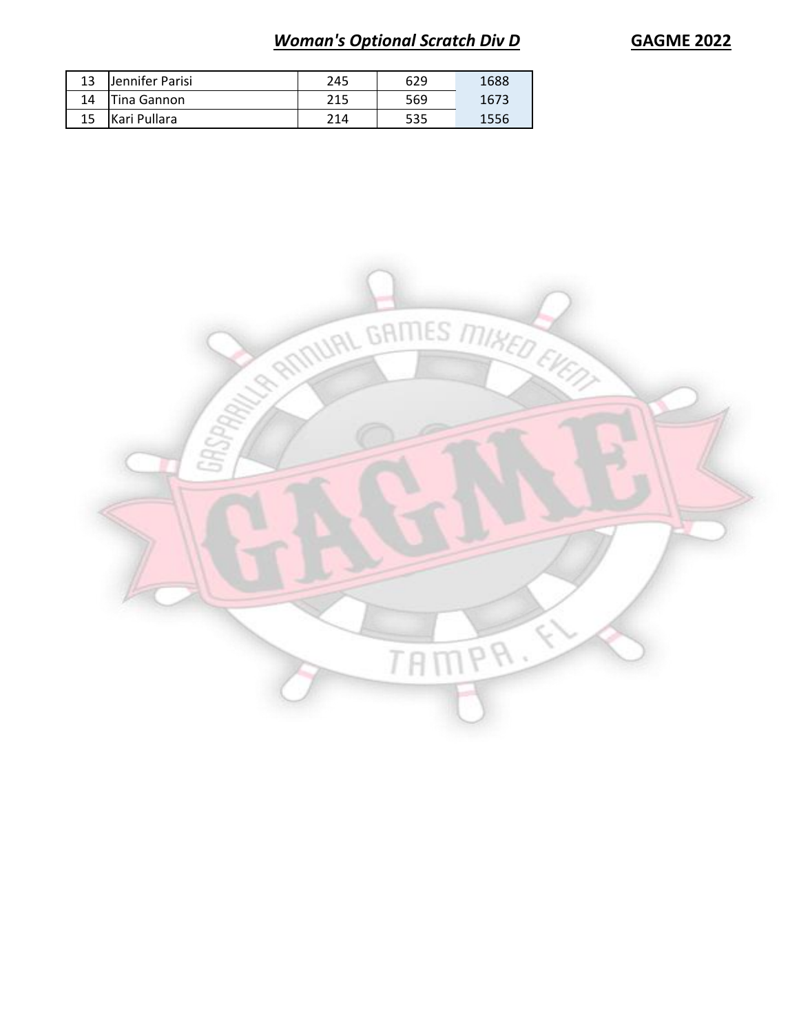## *Woman's Optional Scratch Div D*

**GAGME 2022**

| | | | | |
|---|---|---|---|---|
| 13 | Jennifer Parisi | 245 | 629 | 1688 |
| 14 | Tina Gannon | 215 | 569 | 1673 |
| 15 | Kari Pullara | 214 | 535 | 1556 |